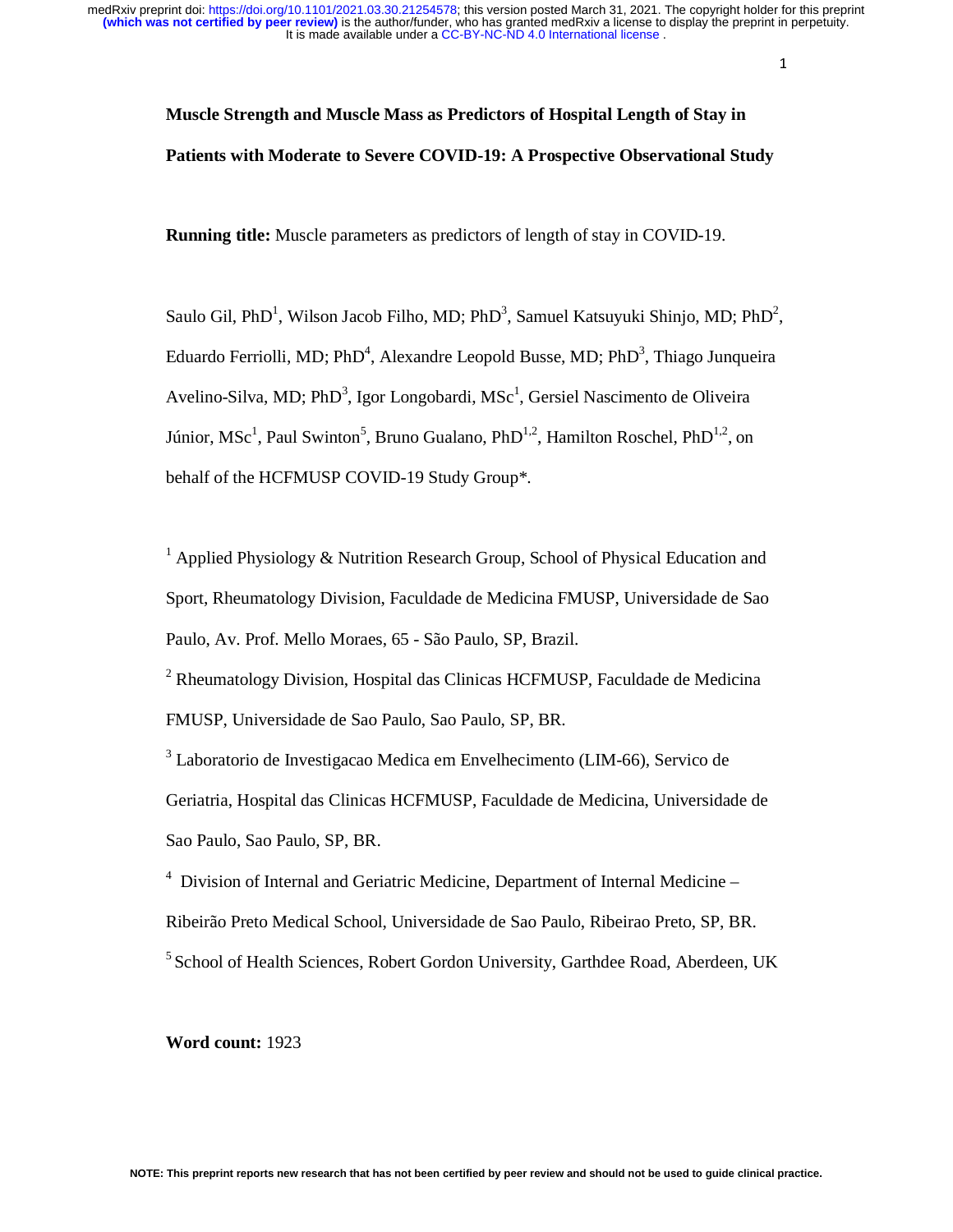# Muscle Strength and Muscle Mass as Predictors of Hospital Length of Stay in Patients with Moderate to Severe COVID-19: A Prospective Observational Study

**Running title:** Muscle parameters as predictors of length of stay in COVID-19.

Saulo Gil, PhD[1], Wilson Jacob Filho, MD; PhD[3], Samuel Katsuyuki Shinjo, MD; PhD[2], Eduardo Ferriolli, MD; PhD[4], Alexandre Leopold Busse, MD; PhD[3], Thiago Junqueira Avelino-Silva, MD; PhD[3], Igor Longobardi, MSc[1], Gersiel Nascimento de Oliveira Júnior, MSc[1], Paul Swinton[5], Bruno Gualano, PhD[1,2], Hamilton Roschel, PhD[1,2], on behalf of the HCFMUSP COVID-19 Study Group*.

[1] Applied Physiology & Nutrition Research Group, School of Physical Education and Sport, Rheumatology Division, Faculdade de Medicina FMUSP, Universidade de Sao Paulo, Av. Prof. Mello Moraes, 65 - São Paulo, SP, Brazil.

[2] Rheumatology Division, Hospital das Clinicas HCFMUSP, Faculdade de Medicina FMUSP, Universidade de Sao Paulo, Sao Paulo, SP, BR.

[3] Laboratorio de Investigacao Medica em Envelhecimento (LIM-66), Servico de Geriatria, Hospital das Clinicas HCFMUSP, Faculdade de Medicina, Universidade de Sao Paulo, Sao Paulo, SP, BR.

[4] Division of Internal and Geriatric Medicine, Department of Internal Medicine – Ribeirão Preto Medical School, Universidade de Sao Paulo, Ribeirao Preto, SP, BR.

[5] School of Health Sciences, Robert Gordon University, Garthdee Road, Aberdeen, UK

**Word count:** 1923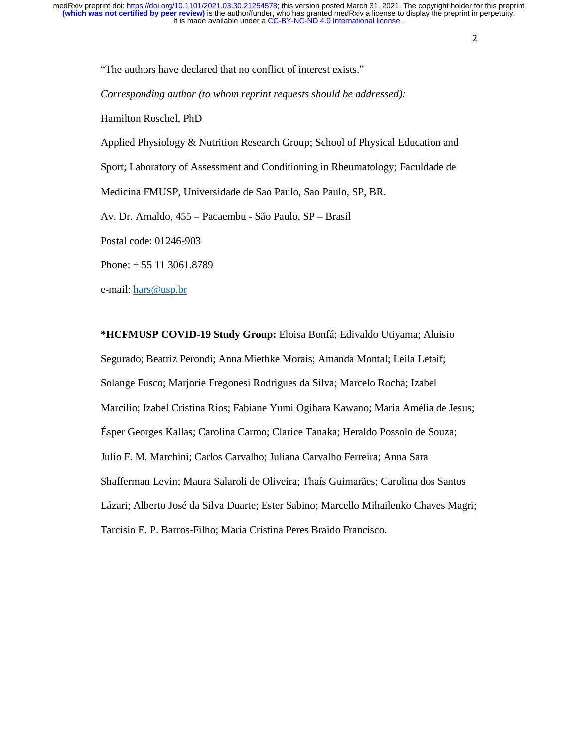"The authors have declared that no conflict of interest exists."

*Corresponding author (to whom reprint requests should be addressed):*

Hamilton Roschel, PhD

Applied Physiology & Nutrition Research Group; School of Physical Education and Sport; Laboratory of Assessment and Conditioning in Rheumatology; Faculdade de Medicina FMUSP, Universidade de Sao Paulo, Sao Paulo, SP, BR.

Av. Dr. Arnaldo, 455 – Pacaembu - São Paulo, SP – Brasil

Postal code: 01246-903

Phone: + 55 11 3061.8789

e-mail: hars@usp.br

**\*HCFMUSP COVID-19 Study Group:** Eloisa Bonfá; Edivaldo Utiyama; Aluisio Segurado; Beatriz Perondi; Anna Miethke Morais; Amanda Montal; Leila Letaif; Solange Fusco; Marjorie Fregonesi Rodrigues da Silva; Marcelo Rocha; Izabel Marcilio; Izabel Cristina Rios; Fabiane Yumi Ogihara Kawano; Maria Amélia de Jesus; Ésper Georges Kallas; Carolina Carmo; Clarice Tanaka; Heraldo Possolo de Souza; Julio F. M. Marchini; Carlos Carvalho; Juliana Carvalho Ferreira; Anna Sara Shafferman Levin; Maura Salaroli de Oliveira; Thaís Guimarães; Carolina dos Santos Lázari; Alberto José da Silva Duarte; Ester Sabino; Marcello Mihailenko Chaves Magri; Tarcisio E. P. Barros-Filho; Maria Cristina Peres Braido Francisco.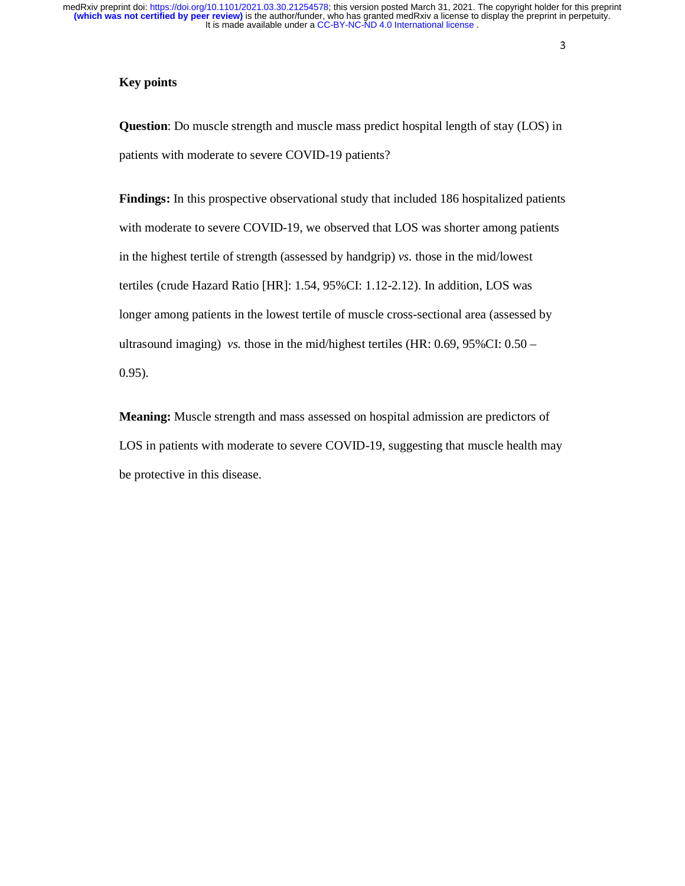## Key points

**Question**: Do muscle strength and muscle mass predict hospital length of stay (LOS) in patients with moderate to severe COVID-19 patients?

**Findings:** In this prospective observational study that included 186 hospitalized patients with moderate to severe COVID-19, we observed that LOS was shorter among patients in the highest tertile of strength (assessed by handgrip) *vs.* those in the mid/lowest tertiles (crude Hazard Ratio [HR]: 1.54, 95%CI: 1.12-2.12). In addition, LOS was longer among patients in the lowest tertile of muscle cross-sectional area (assessed by ultrasound imaging) *vs.* those in the mid/highest tertiles (HR: 0.69, 95%CI: 0.50 – 0.95).

**Meaning:** Muscle strength and mass assessed on hospital admission are predictors of LOS in patients with moderate to severe COVID-19, suggesting that muscle health may be protective in this disease.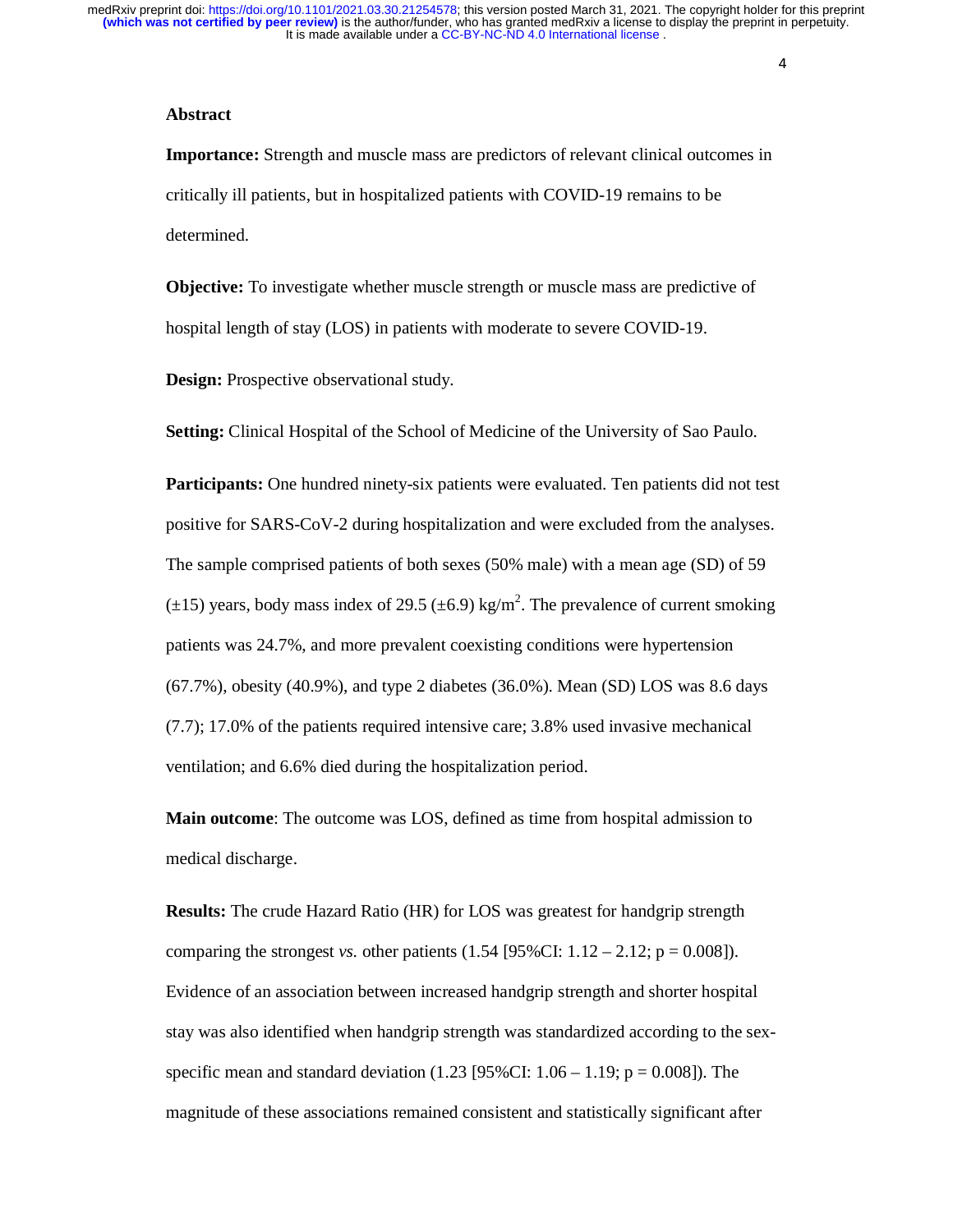## Abstract

**Importance:** Strength and muscle mass are predictors of relevant clinical outcomes in critically ill patients, but in hospitalized patients with COVID-19 remains to be determined.

**Objective:** To investigate whether muscle strength or muscle mass are predictive of hospital length of stay (LOS) in patients with moderate to severe COVID-19.

**Design:** Prospective observational study.

**Setting:** Clinical Hospital of the School of Medicine of the University of Sao Paulo.

**Participants:** One hundred ninety-six patients were evaluated. Ten patients did not test positive for SARS-CoV-2 during hospitalization and were excluded from the analyses. The sample comprised patients of both sexes (50% male) with a mean age (SD) of 59 (±15) years, body mass index of 29.5 (±6.9) kg/m$^2$. The prevalence of current smoking patients was 24.7%, and more prevalent coexisting conditions were hypertension (67.7%), obesity (40.9%), and type 2 diabetes (36.0%). Mean (SD) LOS was 8.6 days (7.7); 17.0% of the patients required intensive care; 3.8% used invasive mechanical ventilation; and 6.6% died during the hospitalization period.

**Main outcome**: The outcome was LOS, defined as time from hospital admission to medical discharge.

**Results:** The crude Hazard Ratio (HR) for LOS was greatest for handgrip strength comparing the strongest *vs.* other patients (1.54 [95%CI: 1.12 – 2.12; p = 0.008]). Evidence of an association between increased handgrip strength and shorter hospital stay was also identified when handgrip strength was standardized according to the sex-specific mean and standard deviation (1.23 [95%CI: 1.06 – 1.19; p = 0.008]). The magnitude of these associations remained consistent and statistically significant after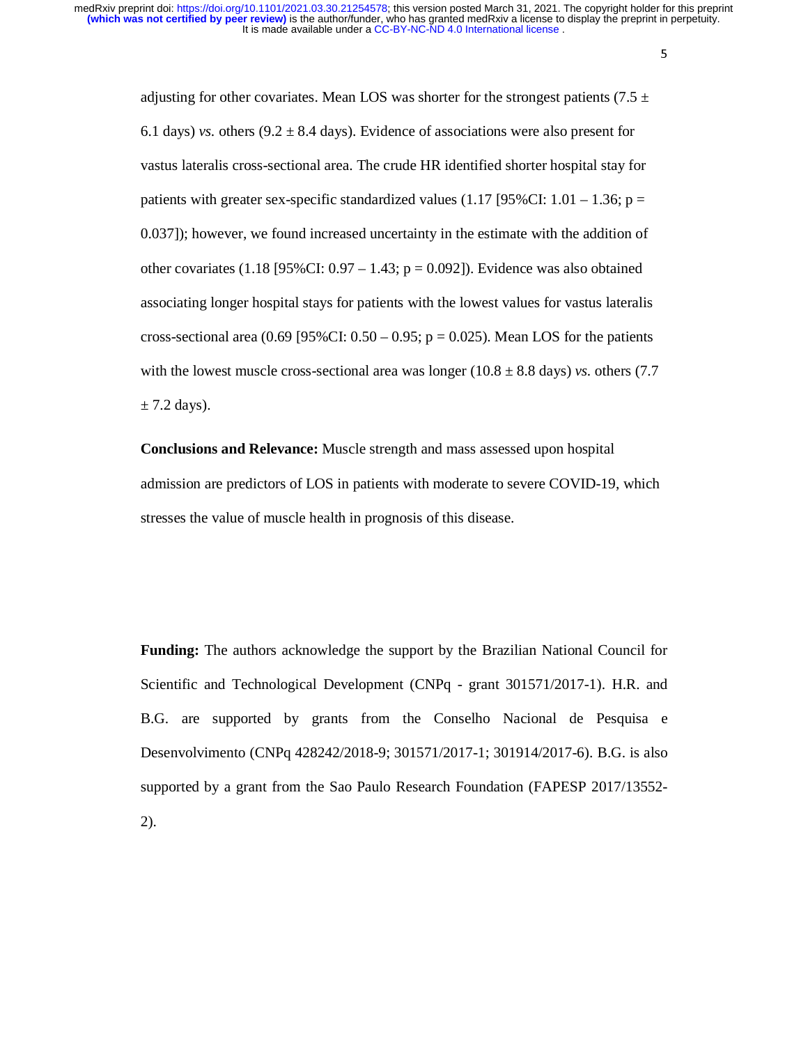adjusting for other covariates. Mean LOS was shorter for the strongest patients (7.5 ± 6.1 days) *vs.* others (9.2 ± 8.4 days). Evidence of associations were also present for vastus lateralis cross-sectional area. The crude HR identified shorter hospital stay for patients with greater sex-specific standardized values (1.17 [95%CI: 1.01 – 1.36; p = 0.037]); however, we found increased uncertainty in the estimate with the addition of other covariates (1.18 [95%CI: 0.97 – 1.43; p = 0.092]). Evidence was also obtained associating longer hospital stays for patients with the lowest values for vastus lateralis cross-sectional area (0.69 [95%CI: 0.50 – 0.95; p = 0.025). Mean LOS for the patients with the lowest muscle cross-sectional area was longer (10.8 ± 8.8 days) *vs.* others (7.7 ± 7.2 days).

**Conclusions and Relevance:** Muscle strength and mass assessed upon hospital admission are predictors of LOS in patients with moderate to severe COVID-19, which stresses the value of muscle health in prognosis of this disease.

**Funding:** The authors acknowledge the support by the Brazilian National Council for Scientific and Technological Development (CNPq - grant 301571/2017-1). H.R. and B.G. are supported by grants from the Conselho Nacional de Pesquisa e Desenvolvimento (CNPq 428242/2018-9; 301571/2017-1; 301914/2017-6). B.G. is also supported by a grant from the Sao Paulo Research Foundation (FAPESP 2017/13552-2).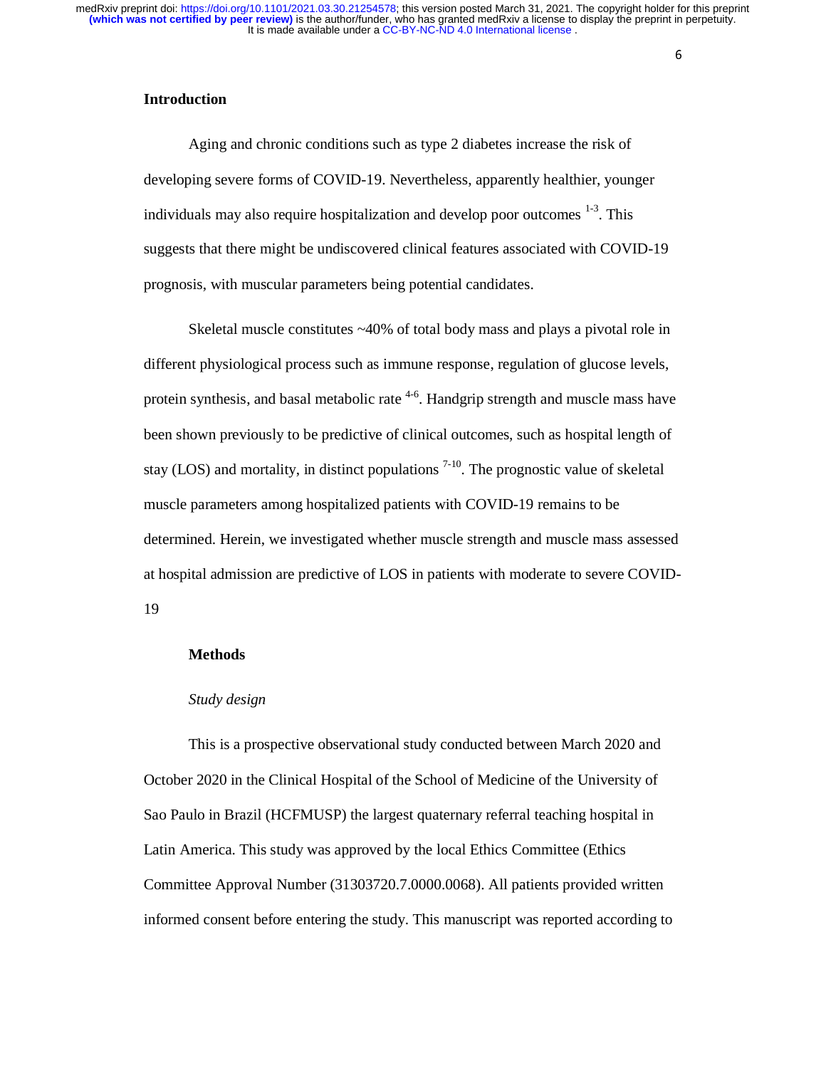## Introduction

Aging and chronic conditions such as type 2 diabetes increase the risk of developing severe forms of COVID-19. Nevertheless, apparently healthier, younger individuals may also require hospitalization and develop poor outcomes [1-3]. This suggests that there might be undiscovered clinical features associated with COVID-19 prognosis, with muscular parameters being potential candidates.

Skeletal muscle constitutes ~40% of total body mass and plays a pivotal role in different physiological process such as immune response, regulation of glucose levels, protein synthesis, and basal metabolic rate [4-6]. Handgrip strength and muscle mass have been shown previously to be predictive of clinical outcomes, such as hospital length of stay (LOS) and mortality, in distinct populations [7-10]. The prognostic value of skeletal muscle parameters among hospitalized patients with COVID-19 remains to be determined. Herein, we investigated whether muscle strength and muscle mass assessed at hospital admission are predictive of LOS in patients with moderate to severe COVID-19

## Methods

### *Study design*

This is a prospective observational study conducted between March 2020 and October 2020 in the Clinical Hospital of the School of Medicine of the University of Sao Paulo in Brazil (HCFMUSP) the largest quaternary referral teaching hospital in Latin America. This study was approved by the local Ethics Committee (Ethics Committee Approval Number (31303720.7.0000.0068). All patients provided written informed consent before entering the study. This manuscript was reported according to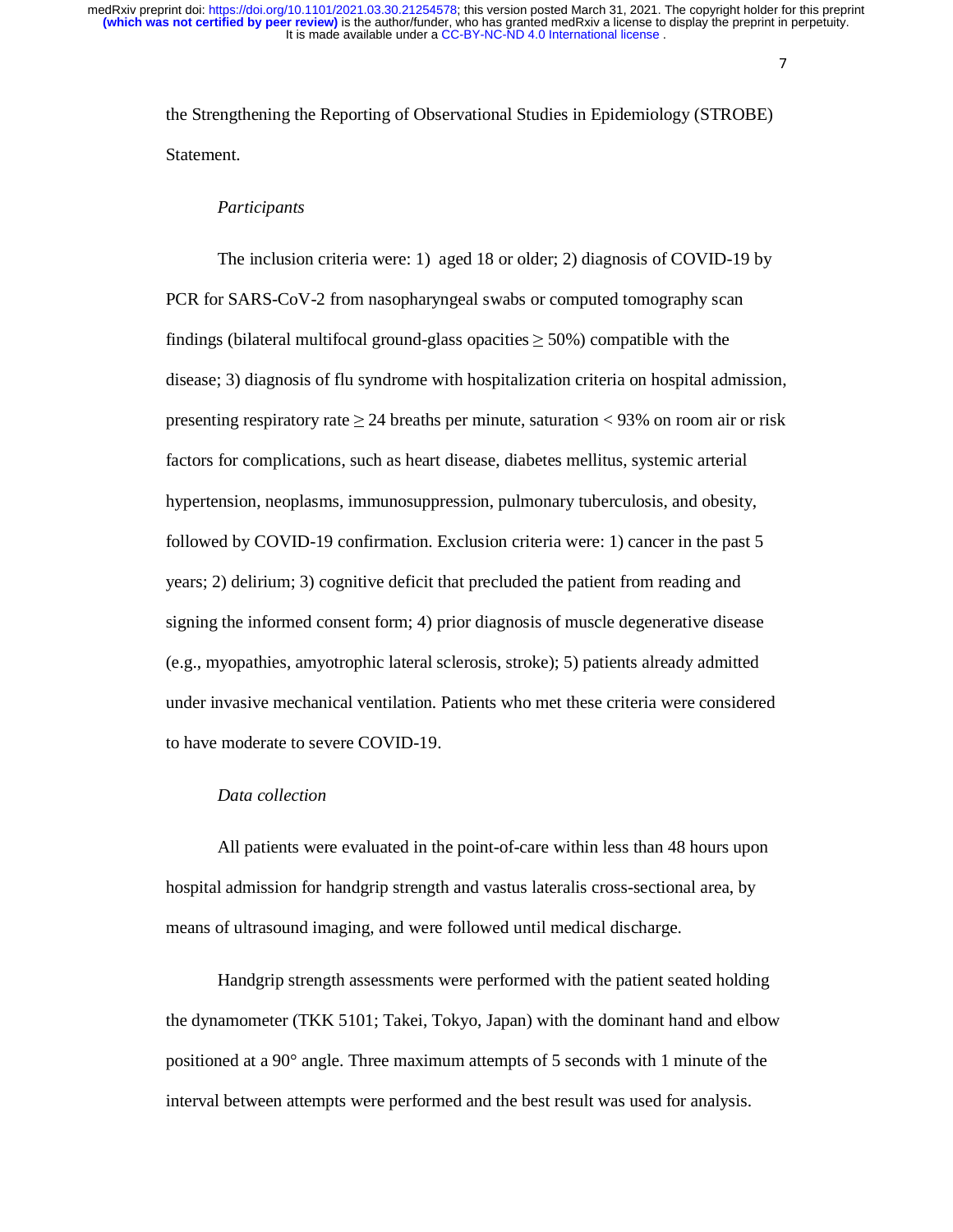the Strengthening the Reporting of Observational Studies in Epidemiology (STROBE) Statement.

*Participants*

The inclusion criteria were: 1) aged 18 or older; 2) diagnosis of COVID-19 by PCR for SARS-CoV-2 from nasopharyngeal swabs or computed tomography scan findings (bilateral multifocal ground-glass opacities $\geq$ 50%) compatible with the disease; 3) diagnosis of flu syndrome with hospitalization criteria on hospital admission, presenting respiratory rate $\geq$ 24 breaths per minute, saturation < 93% on room air or risk factors for complications, such as heart disease, diabetes mellitus, systemic arterial hypertension, neoplasms, immunosuppression, pulmonary tuberculosis, and obesity, followed by COVID-19 confirmation. Exclusion criteria were: 1) cancer in the past 5 years; 2) delirium; 3) cognitive deficit that precluded the patient from reading and signing the informed consent form; 4) prior diagnosis of muscle degenerative disease (e.g., myopathies, amyotrophic lateral sclerosis, stroke); 5) patients already admitted under invasive mechanical ventilation. Patients who met these criteria were considered to have moderate to severe COVID-19.

*Data collection*

All patients were evaluated in the point-of-care within less than 48 hours upon hospital admission for handgrip strength and vastus lateralis cross-sectional area, by means of ultrasound imaging, and were followed until medical discharge.

Handgrip strength assessments were performed with the patient seated holding the dynamometer (TKK 5101; Takei, Tokyo, Japan) with the dominant hand and elbow positioned at a 90° angle. Three maximum attempts of 5 seconds with 1 minute of the interval between attempts were performed and the best result was used for analysis.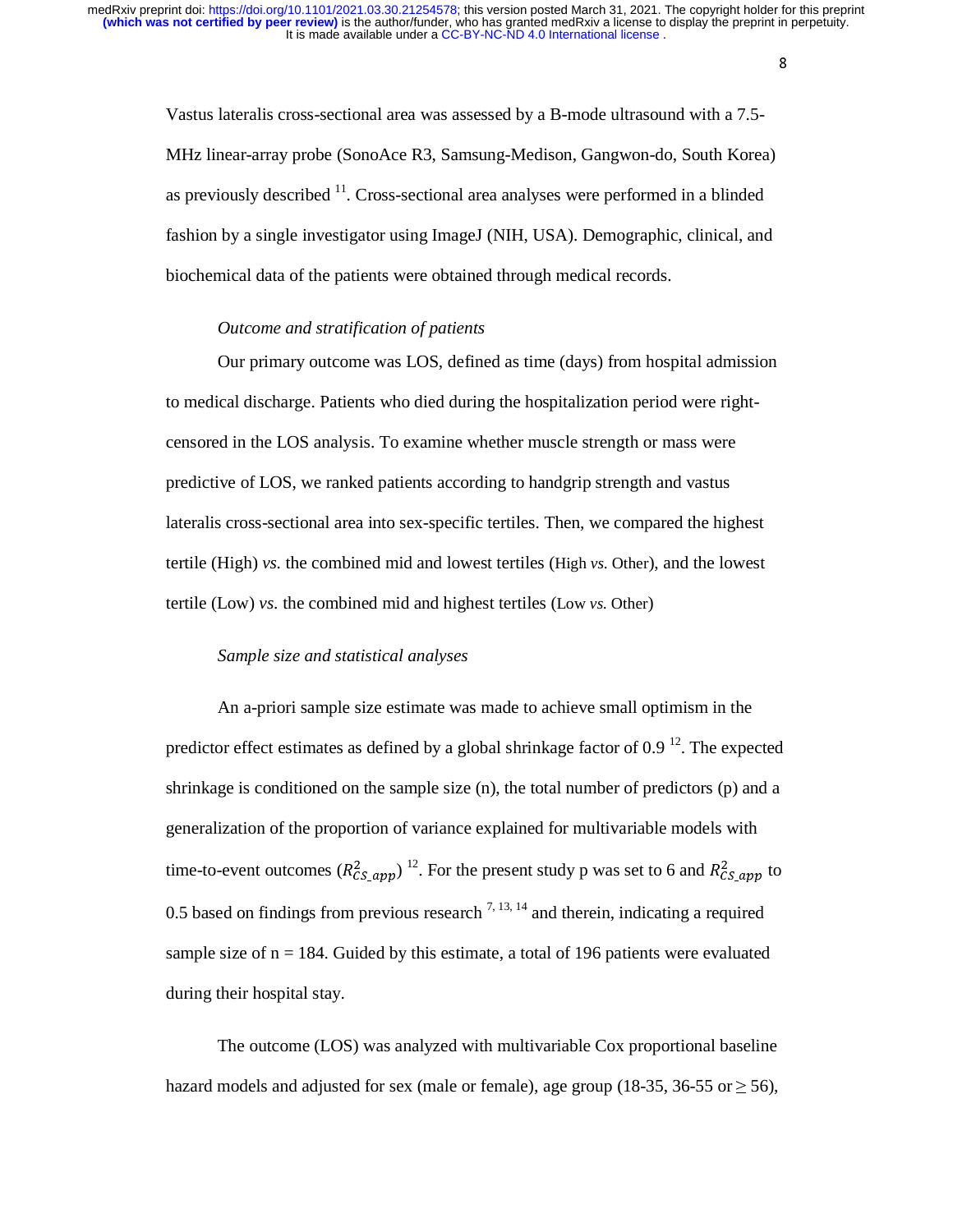Vastus lateralis cross-sectional area was assessed by a B-mode ultrasound with a 7.5-MHz linear-array probe (SonoAce R3, Samsung-Medison, Gangwon-do, South Korea) as previously described [11]. Cross-sectional area analyses were performed in a blinded fashion by a single investigator using ImageJ (NIH, USA). Demographic, clinical, and biochemical data of the patients were obtained through medical records.

*Outcome and stratification of patients*

Our primary outcome was LOS, defined as time (days) from hospital admission to medical discharge. Patients who died during the hospitalization period were right-censored in the LOS analysis. To examine whether muscle strength or mass were predictive of LOS, we ranked patients according to handgrip strength and vastus lateralis cross-sectional area into sex-specific tertiles. Then, we compared the highest tertile (High) *vs.* the combined mid and lowest tertiles (High *vs.* Other), and the lowest tertile (Low) *vs.* the combined mid and highest tertiles (Low *vs.* Other)

*Sample size and statistical analyses*

An a-priori sample size estimate was made to achieve small optimism in the predictor effect estimates as defined by a global shrinkage factor of 0.9 [12]. The expected shrinkage is conditioned on the sample size (n), the total number of predictors (p) and a generalization of the proportion of variance explained for multivariable models with time-to-event outcomes ($R^2_{CS\_app}$) [12]. For the present study p was set to 6 and $R^2_{CS\_app}$ to 0.5 based on findings from previous research [7, 13, 14] and therein, indicating a required sample size of n = 184. Guided by this estimate, a total of 196 patients were evaluated during their hospital stay.

The outcome (LOS) was analyzed with multivariable Cox proportional baseline hazard models and adjusted for sex (male or female), age group (18-35, 36-55 or $\geq$ 56),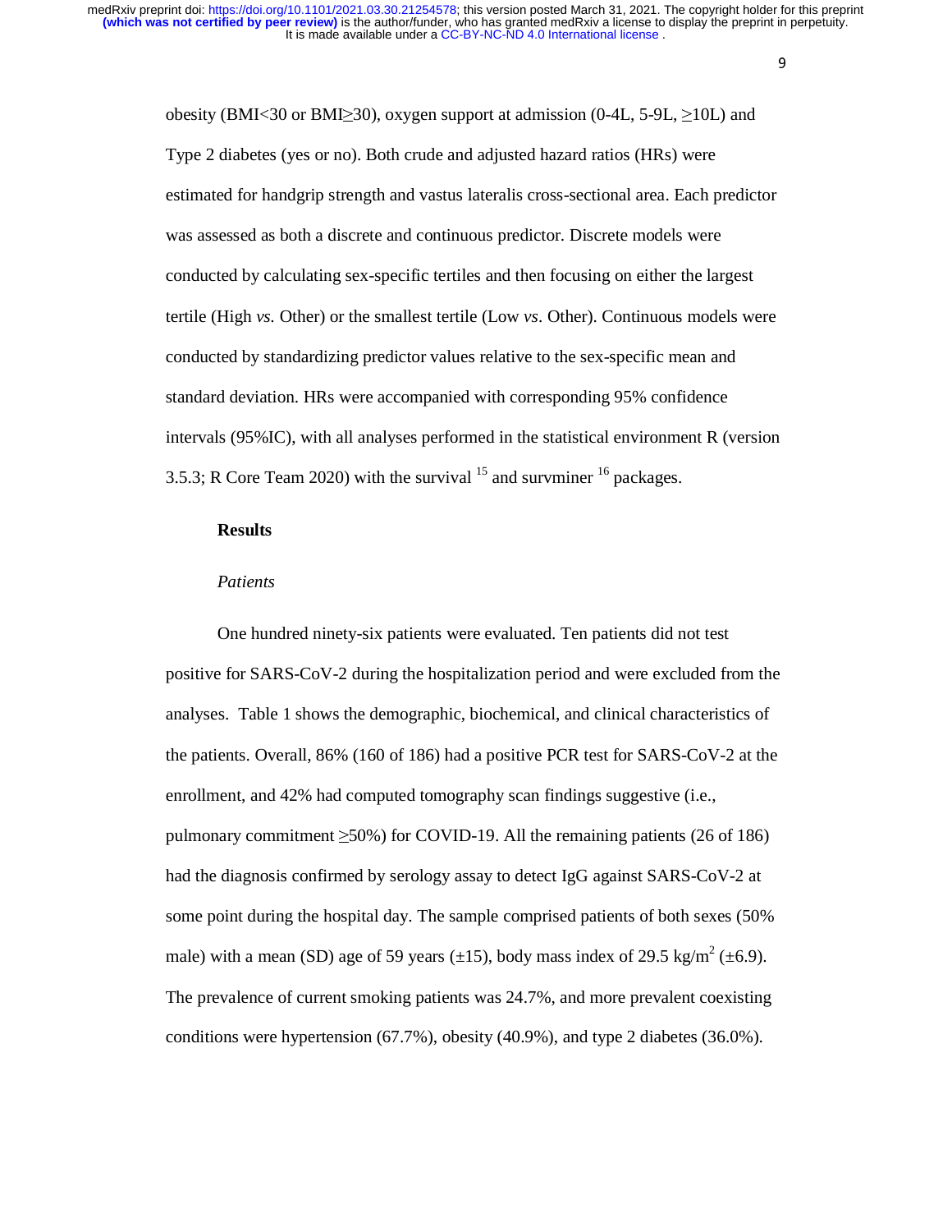obesity (BMI<30 or BMI≥30), oxygen support at admission (0-4L, 5-9L, ≥10L) and Type 2 diabetes (yes or no). Both crude and adjusted hazard ratios (HRs) were estimated for handgrip strength and vastus lateralis cross-sectional area. Each predictor was assessed as both a discrete and continuous predictor. Discrete models were conducted by calculating sex-specific tertiles and then focusing on either the largest tertile (High *vs.* Other) or the smallest tertile (Low *vs*. Other). Continuous models were conducted by standardizing predictor values relative to the sex-specific mean and standard deviation. HRs were accompanied with corresponding 95% confidence intervals (95%IC), with all analyses performed in the statistical environment R (version 3.5.3; R Core Team 2020) with the survival [15] and survminer [16] packages.

## Results

### *Patients*

One hundred ninety-six patients were evaluated. Ten patients did not test positive for SARS-CoV-2 during the hospitalization period and were excluded from the analyses. Table 1 shows the demographic, biochemical, and clinical characteristics of the patients. Overall, 86% (160 of 186) had a positive PCR test for SARS-CoV-2 at the enrollment, and 42% had computed tomography scan findings suggestive (i.e., pulmonary commitment ≥50%) for COVID-19. All the remaining patients (26 of 186) had the diagnosis confirmed by serology assay to detect IgG against SARS-CoV-2 at some point during the hospital day. The sample comprised patients of both sexes (50% male) with a mean (SD) age of 59 years (±15), body mass index of 29.5 kg/m$^2$ (±6.9). The prevalence of current smoking patients was 24.7%, and more prevalent coexisting conditions were hypertension (67.7%), obesity (40.9%), and type 2 diabetes (36.0%).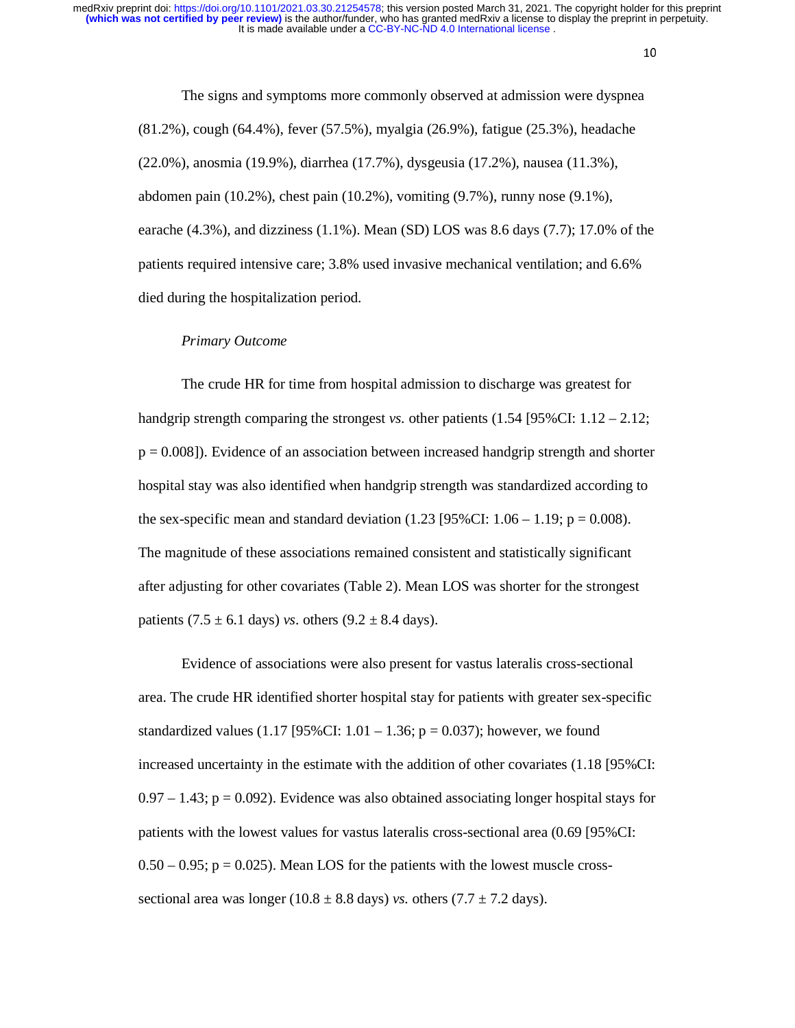The signs and symptoms more commonly observed at admission were dyspnea (81.2%), cough (64.4%), fever (57.5%), myalgia (26.9%), fatigue (25.3%), headache (22.0%), anosmia (19.9%), diarrhea (17.7%), dysgeusia (17.2%), nausea (11.3%), abdomen pain (10.2%), chest pain (10.2%), vomiting (9.7%), runny nose (9.1%), earache (4.3%), and dizziness (1.1%). Mean (SD) LOS was 8.6 days (7.7); 17.0% of the patients required intensive care; 3.8% used invasive mechanical ventilation; and 6.6% died during the hospitalization period.

*Primary Outcome*

The crude HR for time from hospital admission to discharge was greatest for handgrip strength comparing the strongest *vs.* other patients (1.54 [95%CI: 1.12 – 2.12; p = 0.008]). Evidence of an association between increased handgrip strength and shorter hospital stay was also identified when handgrip strength was standardized according to the sex-specific mean and standard deviation (1.23 [95%CI: 1.06 – 1.19; p = 0.008). The magnitude of these associations remained consistent and statistically significant after adjusting for other covariates (Table 2). Mean LOS was shorter for the strongest patients (7.5 ± 6.1 days) *vs*. others (9.2 ± 8.4 days).

Evidence of associations were also present for vastus lateralis cross-sectional area. The crude HR identified shorter hospital stay for patients with greater sex-specific standardized values (1.17 [95%CI: 1.01 – 1.36; p = 0.037); however, we found increased uncertainty in the estimate with the addition of other covariates (1.18 [95%CI: 0.97 – 1.43; p = 0.092). Evidence was also obtained associating longer hospital stays for patients with the lowest values for vastus lateralis cross-sectional area (0.69 [95%CI: 0.50 – 0.95; p = 0.025). Mean LOS for the patients with the lowest muscle cross-sectional area was longer (10.8 ± 8.8 days) *vs.* others (7.7 ± 7.2 days).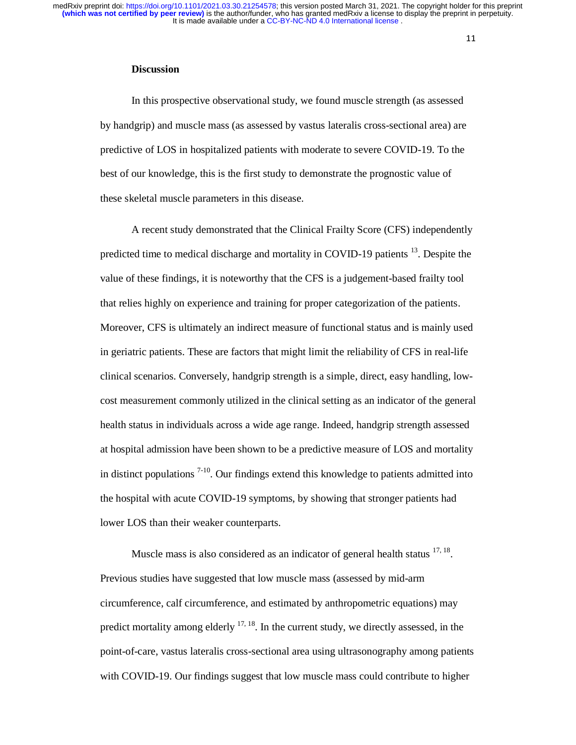## Discussion

In this prospective observational study, we found muscle strength (as assessed by handgrip) and muscle mass (as assessed by vastus lateralis cross-sectional area) are predictive of LOS in hospitalized patients with moderate to severe COVID-19. To the best of our knowledge, this is the first study to demonstrate the prognostic value of these skeletal muscle parameters in this disease.

A recent study demonstrated that the Clinical Frailty Score (CFS) independently predicted time to medical discharge and mortality in COVID-19 patients [13]. Despite the value of these findings, it is noteworthy that the CFS is a judgement-based frailty tool that relies highly on experience and training for proper categorization of the patients. Moreover, CFS is ultimately an indirect measure of functional status and is mainly used in geriatric patients. These are factors that might limit the reliability of CFS in real-life clinical scenarios. Conversely, handgrip strength is a simple, direct, easy handling, low-cost measurement commonly utilized in the clinical setting as an indicator of the general health status in individuals across a wide age range. Indeed, handgrip strength assessed at hospital admission have been shown to be a predictive measure of LOS and mortality in distinct populations [7-10]. Our findings extend this knowledge to patients admitted into the hospital with acute COVID-19 symptoms, by showing that stronger patients had lower LOS than their weaker counterparts.

Muscle mass is also considered as an indicator of general health status [17, 18]. Previous studies have suggested that low muscle mass (assessed by mid-arm circumference, calf circumference, and estimated by anthropometric equations) may predict mortality among elderly [17, 18]. In the current study, we directly assessed, in the point-of-care, vastus lateralis cross-sectional area using ultrasonography among patients with COVID-19. Our findings suggest that low muscle mass could contribute to higher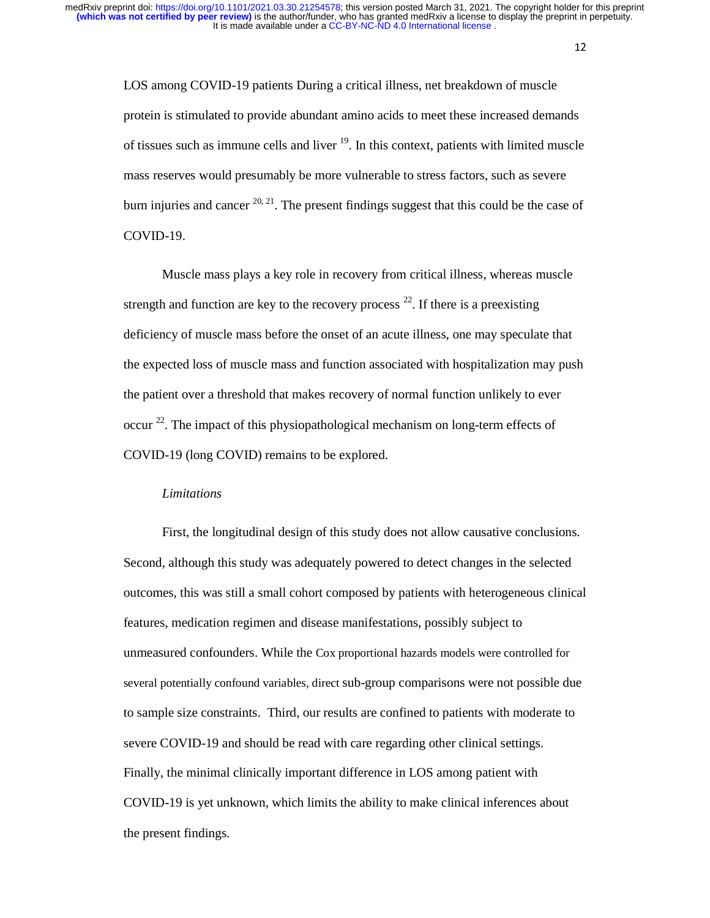LOS among COVID-19 patients During a critical illness, net breakdown of muscle protein is stimulated to provide abundant amino acids to meet these increased demands of tissues such as immune cells and liver [19]. In this context, patients with limited muscle mass reserves would presumably be more vulnerable to stress factors, such as severe burn injuries and cancer [20, 21]. The present findings suggest that this could be the case of COVID-19.

Muscle mass plays a key role in recovery from critical illness, whereas muscle strength and function are key to the recovery process [22]. If there is a preexisting deficiency of muscle mass before the onset of an acute illness, one may speculate that the expected loss of muscle mass and function associated with hospitalization may push the patient over a threshold that makes recovery of normal function unlikely to ever occur [22]. The impact of this physiopathological mechanism on long-term effects of COVID-19 (long COVID) remains to be explored.

*Limitations*

First, the longitudinal design of this study does not allow causative conclusions. Second, although this study was adequately powered to detect changes in the selected outcomes, this was still a small cohort composed by patients with heterogeneous clinical features, medication regimen and disease manifestations, possibly subject to unmeasured confounders. While the Cox proportional hazards models were controlled for several potentially confound variables, direct sub-group comparisons were not possible due to sample size constraints. Third, our results are confined to patients with moderate to severe COVID-19 and should be read with care regarding other clinical settings. Finally, the minimal clinically important difference in LOS among patient with COVID-19 is yet unknown, which limits the ability to make clinical inferences about the present findings.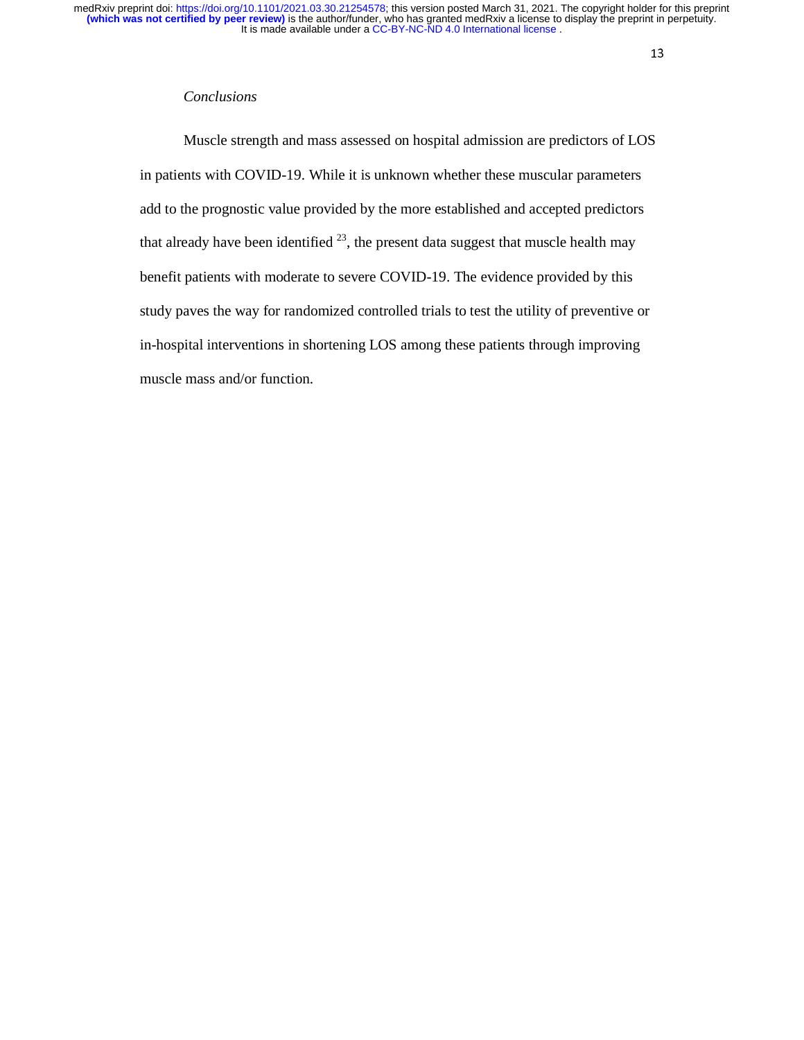*Conclusions*

Muscle strength and mass assessed on hospital admission are predictors of LOS in patients with COVID-19. While it is unknown whether these muscular parameters add to the prognostic value provided by the more established and accepted predictors that already have been identified [23], the present data suggest that muscle health may benefit patients with moderate to severe COVID-19. The evidence provided by this study paves the way for randomized controlled trials to test the utility of preventive or in-hospital interventions in shortening LOS among these patients through improving muscle mass and/or function.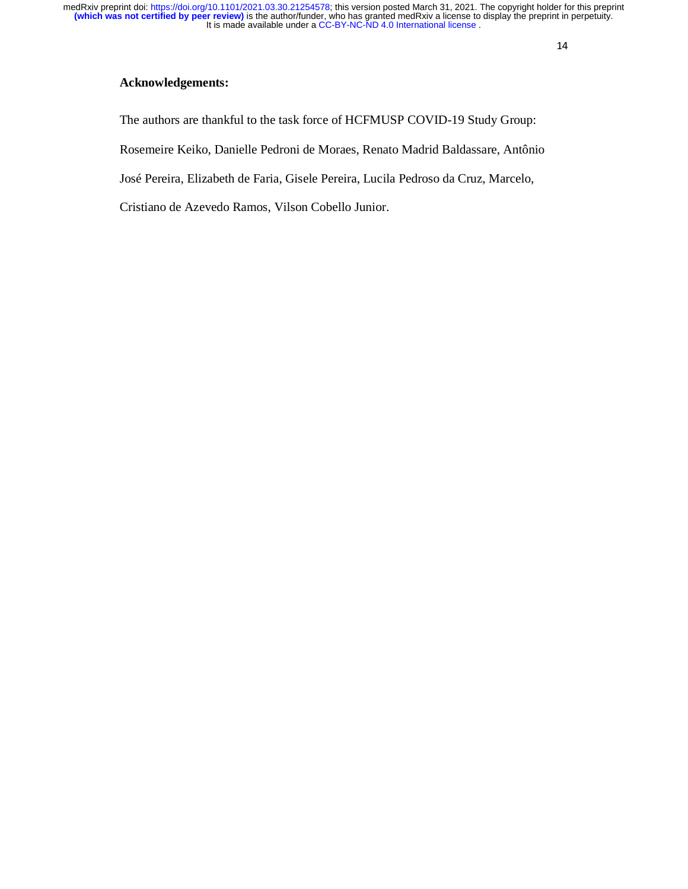**Acknowledgements:**

The authors are thankful to the task force of HCFMUSP COVID-19 Study Group: Rosemeire Keiko, Danielle Pedroni de Moraes, Renato Madrid Baldassare, Antônio José Pereira, Elizabeth de Faria, Gisele Pereira, Lucila Pedroso da Cruz, Marcelo, Cristiano de Azevedo Ramos, Vilson Cobello Junior.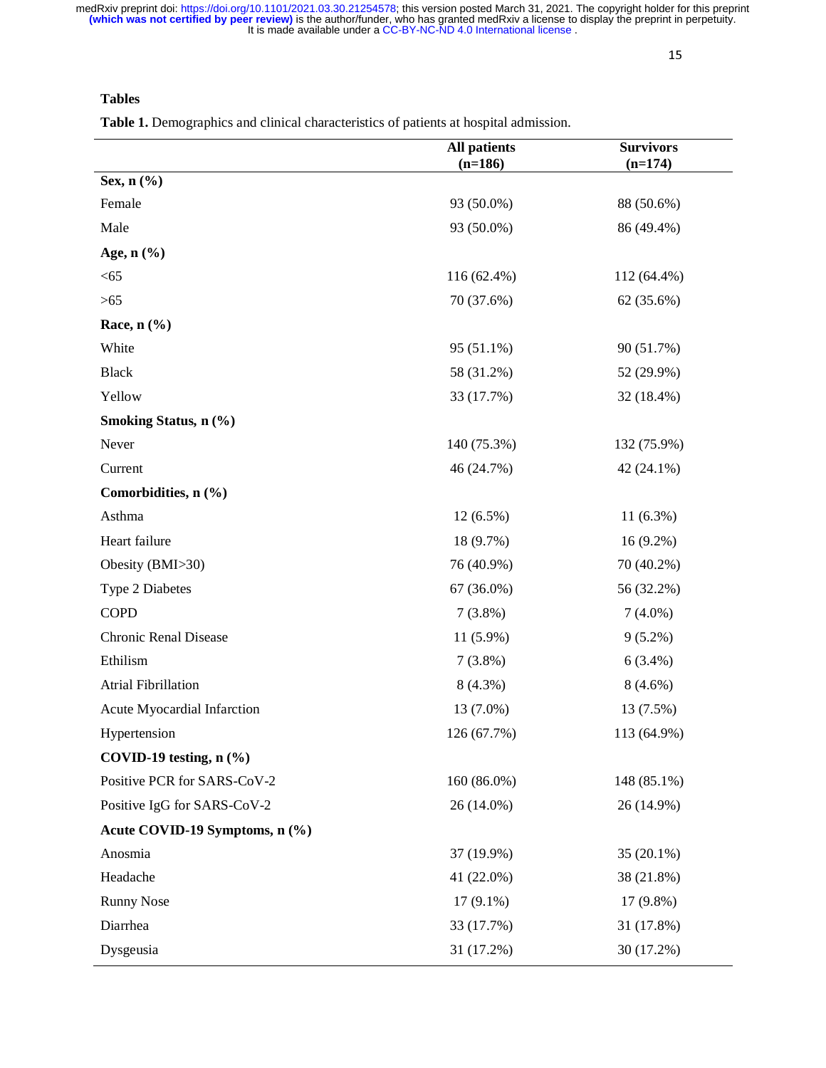## Tables

**Table 1.** Demographics and clinical characteristics of patients at hospital admission.

| | All patients (n=186) | Survivors (n=174) |
|---|---|---|
| **Sex, n (%)** | | |
| Female | 93 (50.0%) | 88 (50.6%) |
| Male | 93 (50.0%) | 86 (49.4%) |
| **Age, n (%)** | | |
| <65 | 116 (62.4%) | 112 (64.4%) |
| >65 | 70 (37.6%) | 62 (35.6%) |
| **Race, n (%)** | | |
| White | 95 (51.1%) | 90 (51.7%) |
| Black | 58 (31.2%) | 52 (29.9%) |
| Yellow | 33 (17.7%) | 32 (18.4%) |
| **Smoking Status, n (%)** | | |
| Never | 140 (75.3%) | 132 (75.9%) |
| Current | 46 (24.7%) | 42 (24.1%) |
| **Comorbidities, n (%)** | | |
| Asthma | 12 (6.5%) | 11 (6.3%) |
| Heart failure | 18 (9.7%) | 16 (9.2%) |
| Obesity (BMI>30) | 76 (40.9%) | 70 (40.2%) |
| Type 2 Diabetes | 67 (36.0%) | 56 (32.2%) |
| COPD | 7 (3.8%) | 7 (4.0%) |
| Chronic Renal Disease | 11 (5.9%) | 9 (5.2%) |
| Ethilism | 7 (3.8%) | 6 (3.4%) |
| Atrial Fibrillation | 8 (4.3%) | 8 (4.6%) |
| Acute Myocardial Infarction | 13 (7.0%) | 13 (7.5%) |
| Hypertension | 126 (67.7%) | 113 (64.9%) |
| **COVID-19 testing, n (%)** | | |
| Positive PCR for SARS-CoV-2 | 160 (86.0%) | 148 (85.1%) |
| Positive IgG for SARS-CoV-2 | 26 (14.0%) | 26 (14.9%) |
| **Acute COVID-19 Symptoms, n (%)** | | |
| Anosmia | 37 (19.9%) | 35 (20.1%) |
| Headache | 41 (22.0%) | 38 (21.8%) |
| Runny Nose | 17 (9.1%) | 17 (9.8%) |
| Diarrhea | 33 (17.7%) | 31 (17.8%) |
| Dysgeusia | 31 (17.2%) | 30 (17.2%) |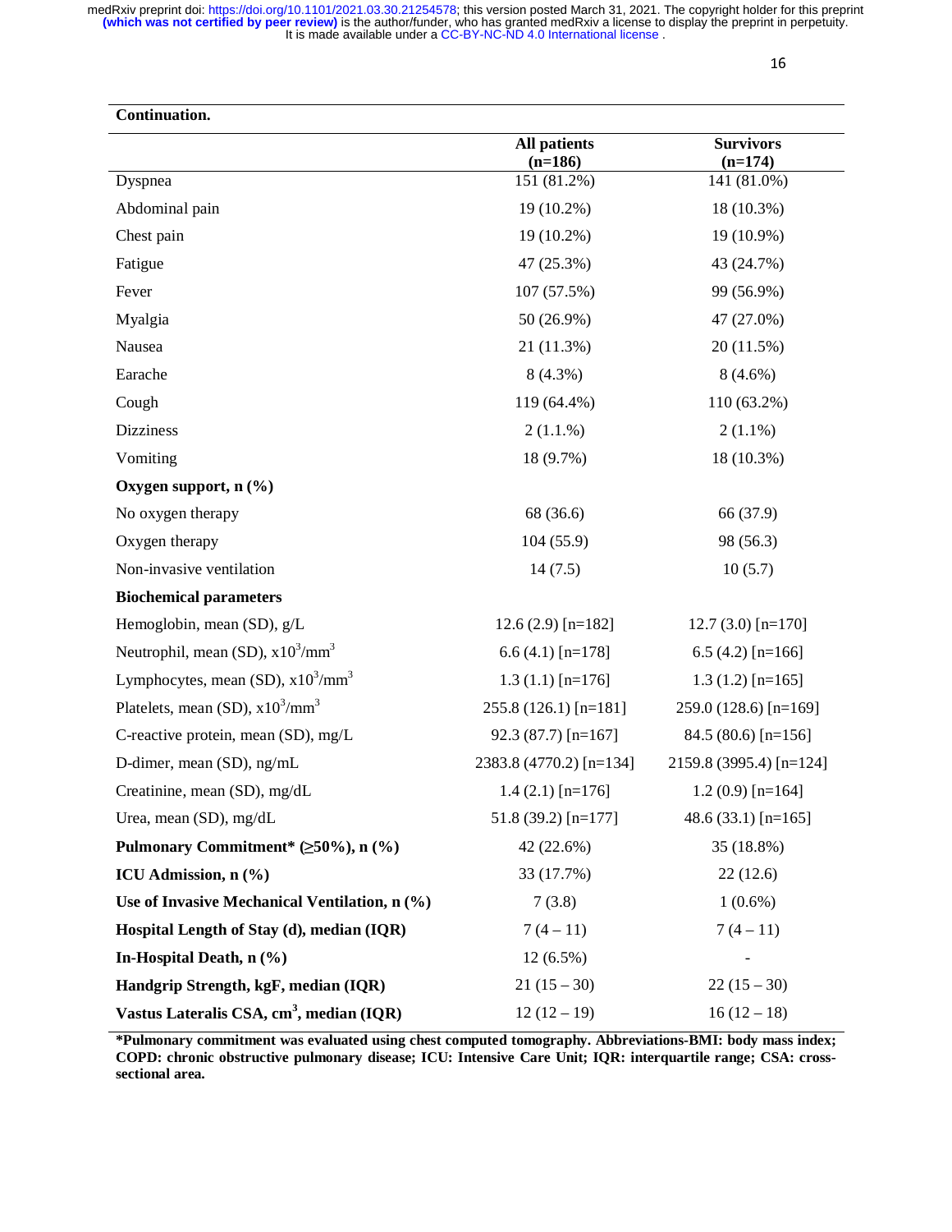**Continuation.**

| | All patients (n=186) | Survivors (n=174) |
|---|---|---|
| Dyspnea | 151 (81.2%) | 141 (81.0%) |
| Abdominal pain | 19 (10.2%) | 18 (10.3%) |
| Chest pain | 19 (10.2%) | 19 (10.9%) |
| Fatigue | 47 (25.3%) | 43 (24.7%) |
| Fever | 107 (57.5%) | 99 (56.9%) |
| Myalgia | 50 (26.9%) | 47 (27.0%) |
| Nausea | 21 (11.3%) | 20 (11.5%) |
| Earache | 8 (4.3%) | 8 (4.6%) |
| Cough | 119 (64.4%) | 110 (63.2%) |
| Dizziness | 2 (1.1.%) | 2 (1.1%) |
| Vomiting | 18 (9.7%) | 18 (10.3%) |
| **Oxygen support, n (%)** | | |
| No oxygen therapy | 68 (36.6) | 66 (37.9) |
| Oxygen therapy | 104 (55.9) | 98 (56.3) |
| Non-invasive ventilation | 14 (7.5) | 10 (5.7) |
| **Biochemical parameters** | | |
| Hemoglobin, mean (SD), g/L | 12.6 (2.9) [n=182] | 12.7 (3.0) [n=170] |
| Neutrophil, mean (SD), $x10^3/mm^3$ | 6.6 (4.1) [n=178] | 6.5 (4.2) [n=166] |
| Lymphocytes, mean (SD), $x10^3/mm^3$ | 1.3 (1.1) [n=176] | 1.3 (1.2) [n=165] |
| Platelets, mean (SD), $x10^3/mm^3$ | 255.8 (126.1) [n=181] | 259.0 (128.6) [n=169] |
| C-reactive protein, mean (SD), mg/L | 92.3 (87.7) [n=167] | 84.5 (80.6) [n=156] |
| D-dimer, mean (SD), ng/mL | 2383.8 (4770.2) [n=134] | 2159.8 (3995.4) [n=124] |
| Creatinine, mean (SD), mg/dL | 1.4 (2.1) [n=176] | 1.2 (0.9) [n=164] |
| Urea, mean (SD), mg/dL | 51.8 (39.2) [n=177] | 48.6 (33.1) [n=165] |
| **Pulmonary Commitment* (≥50%), n (%)** | 42 (22.6%) | 35 (18.8%) |
| **ICU Admission, n (%)** | 33 (17.7%) | 22 (12.6) |
| **Use of Invasive Mechanical Ventilation, n (%)** | 7 (3.8) | 1 (0.6%) |
| **Hospital Length of Stay (d), median (IQR)** | 7 (4 – 11) | 7 (4 – 11) |
| **In-Hospital Death, n (%)** | 12 (6.5%) | - |
| **Handgrip Strength, kgF, median (IQR)** | 21 (15 – 30) | 22 (15 – 30) |
| **Vastus Lateralis CSA, $cm^3$, median (IQR)** | 12 (12 – 19) | 16 (12 – 18) |

**\*Pulmonary commitment was evaluated using chest computed tomography. Abbreviations-BMI: body mass index; COPD: chronic obstructive pulmonary disease; ICU: Intensive Care Unit; IQR: interquartile range; CSA: cross-sectional area.**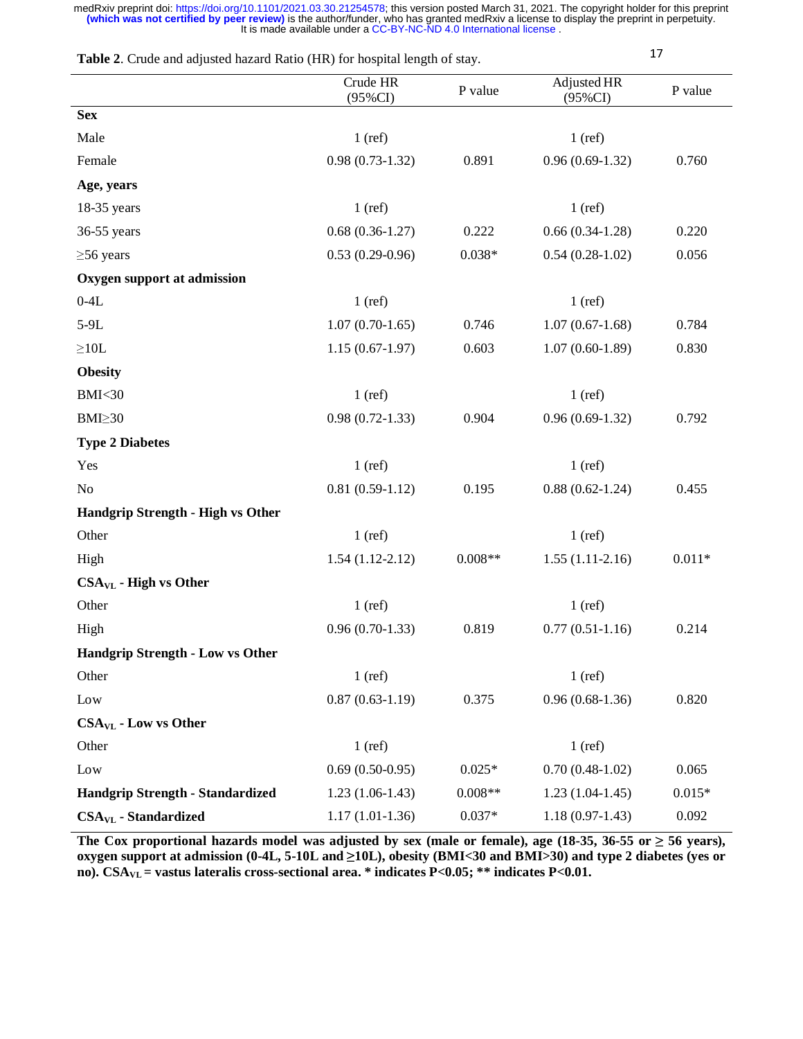**Table 2**. Crude and adjusted hazard Ratio (HR) for hospital length of stay.

| | Crude HR (95%CI) | P value | Adjusted HR (95%CI) | P value |
|---|---|---|---|---|
| **Sex** | | | | |
| Male | 1 (ref) | | 1 (ref) | |
| Female | 0.98 (0.73-1.32) | 0.891 | 0.96 (0.69-1.32) | 0.760 |
| **Age, years** | | | | |
| 18-35 years | 1 (ref) | | 1 (ref) | |
| 36-55 years | 0.68 (0.36-1.27) | 0.222 | 0.66 (0.34-1.28) | 0.220 |
| ≥56 years | 0.53 (0.29-0.96) | 0.038* | 0.54 (0.28-1.02) | 0.056 |
| **Oxygen support at admission** | | | | |
| 0-4L | 1 (ref) | | 1 (ref) | |
| 5-9L | 1.07 (0.70-1.65) | 0.746 | 1.07 (0.67-1.68) | 0.784 |
| ≥10L | 1.15 (0.67-1.97) | 0.603 | 1.07 (0.60-1.89) | 0.830 |
| **Obesity** | | | | |
| BMI<30 | 1 (ref) | | 1 (ref) | |
| BMI≥30 | 0.98 (0.72-1.33) | 0.904 | 0.96 (0.69-1.32) | 0.792 |
| **Type 2 Diabetes** | | | | |
| Yes | 1 (ref) | | 1 (ref) | |
| No | 0.81 (0.59-1.12) | 0.195 | 0.88 (0.62-1.24) | 0.455 |
| **Handgrip Strength - High vs Other** | | | | |
| Other | 1 (ref) | | 1 (ref) | |
| High | 1.54 (1.12-2.12) | 0.008** | 1.55 (1.11-2.16) | 0.011* |
| **$CSA_{VL}$ - High vs Other** | | | | |
| Other | 1 (ref) | | 1 (ref) | |
| High | 0.96 (0.70-1.33) | 0.819 | 0.77 (0.51-1.16) | 0.214 |
| **Handgrip Strength - Low vs Other** | | | | |
| Other | 1 (ref) | | 1 (ref) | |
| Low | 0.87 (0.63-1.19) | 0.375 | 0.96 (0.68-1.36) | 0.820 |
| **$CSA_{VL}$ - Low vs Other** | | | | |
| Other | 1 (ref) | | 1 (ref) | |
| Low | 0.69 (0.50-0.95) | 0.025* | 0.70 (0.48-1.02) | 0.065 |
| **Handgrip Strength - Standardized** | 1.23 (1.06-1.43) | 0.008** | 1.23 (1.04-1.45) | 0.015* |
| **$CSA_{VL}$ - Standardized** | 1.17 (1.01-1.36) | 0.037* | 1.18 (0.97-1.43) | 0.092 |

**The Cox proportional hazards model was adjusted by sex (male or female), age (18-35, 36-55 or ≥ 56 years), oxygen support at admission (0-4L, 5-10L and ≥10L), obesity (BMI<30 and BMI>30) and type 2 diabetes (yes or no). $CSA_{VL}$ = vastus lateralis cross-sectional area. * indicates P<0.05; ** indicates P<0.01.**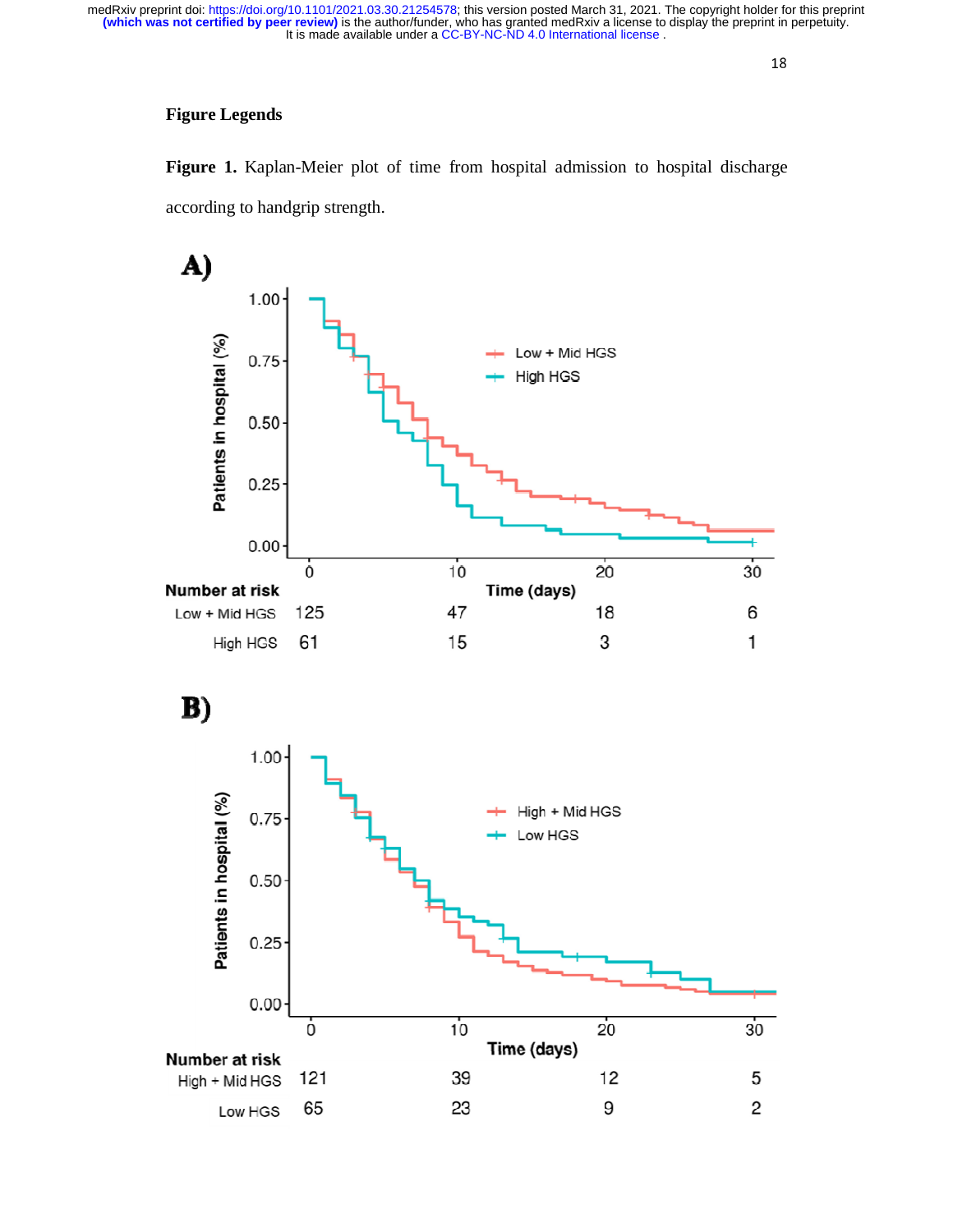## Figure Legends

**Figure 1.** Kaplan-Meier plot of time from hospital admission to hospital discharge according to handgrip strength.

**A)**

Number at risk

| | 0 | 10 | 20 | 30 |
|---|---|---|---|---|
| Low + Mid HGS | 125 | 47 | 18 | 6 |
| High HGS | 61 | 15 | 3 | 1 |

**B)**

Number at risk

| | 0 | 10 | 20 | 30 |
|---|---|---|---|---|
| High + Mid HGS | 121 | 39 | 12 | 5 |
| Low HGS | 65 | 23 | 9 | 2 |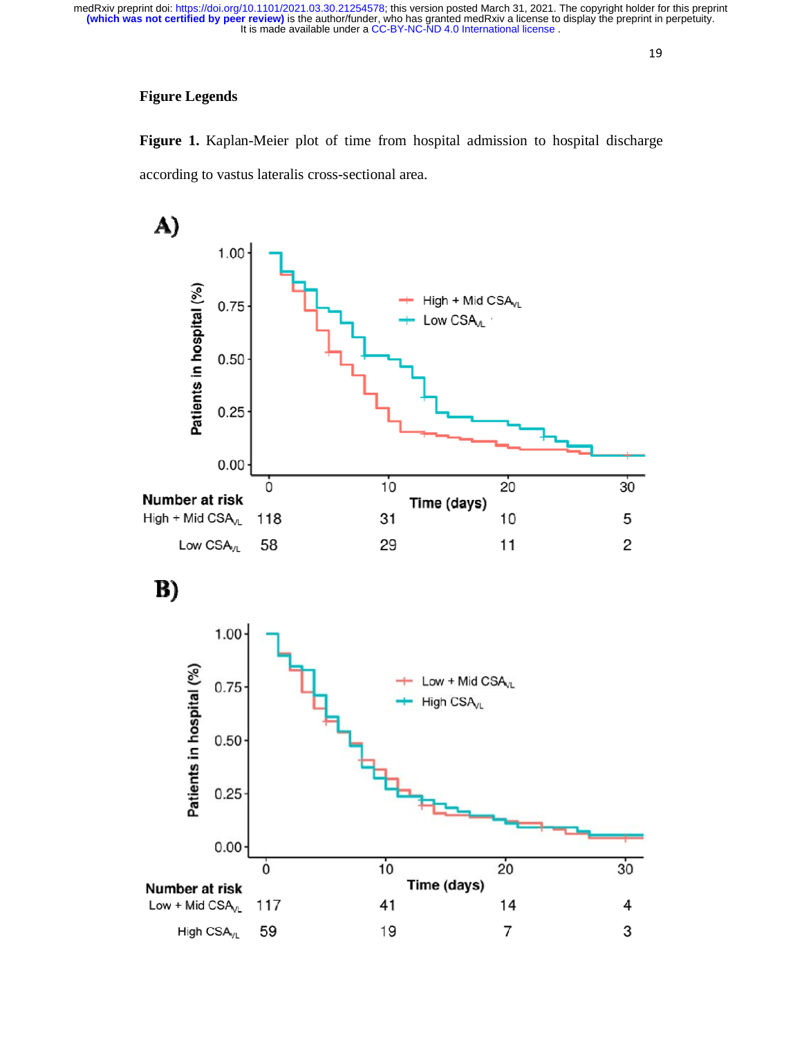**Figure Legends**

**Figure 1.** Kaplan-Meier plot of time from hospital admission to hospital discharge according to vastus lateralis cross-sectional area.

**A)**

**Number at risk**

| | 0 | 10 | 20 | 30 |
|---|---|---|---|---|
| High + Mid $CSA_{VL}$ | 118 | 31 | 10 | 5 |
| Low $CSA_{VL}$ | 58 | 29 | 11 | 2 |

**B)**

**Number at risk**

| | 0 | 10 | 20 | 30 |
|---|---|---|---|---|
| Low + Mid $CSA_{VL}$ | 117 | 41 | 14 | 4 |
| High $CSA_{VL}$ | 59 | 19 | 7 | 3 |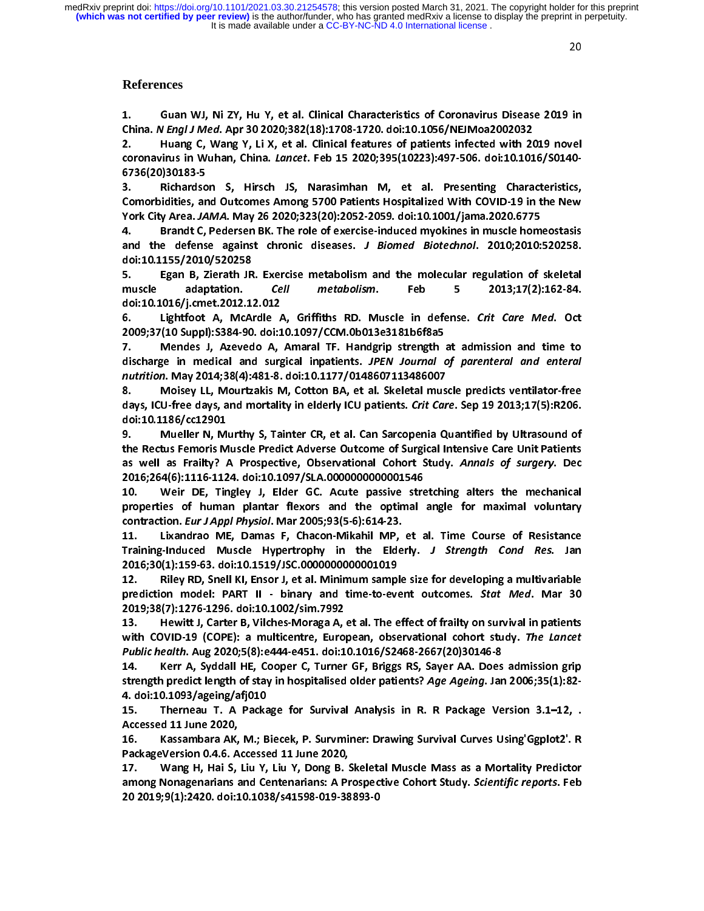## References

1. Guan WJ, Ni ZY, Hu Y, et al. Clinical Characteristics of Coronavirus Disease 2019 in China. *N Engl J Med*. Apr 30 2020;382(18):1708-1720. doi:10.1056/NEJMoa2002032
2. Huang C, Wang Y, Li X, et al. Clinical features of patients infected with 2019 novel coronavirus in Wuhan, China. *Lancet*. Feb 15 2020;395(10223):497-506. doi:10.1016/S0140-6736(20)30183-5
3. Richardson S, Hirsch JS, Narasimhan M, et al. Presenting Characteristics, Comorbidities, and Outcomes Among 5700 Patients Hospitalized With COVID-19 in the New York City Area. *JAMA*. May 26 2020;323(20):2052-2059. doi:10.1001/jama.2020.6775
4. Brandt C, Pedersen BK. The role of exercise-induced myokines in muscle homeostasis and the defense against chronic diseases. *J Biomed Biotechnol*. 2010;2010:520258. doi:10.1155/2010/520258
5. Egan B, Zierath JR. Exercise metabolism and the molecular regulation of skeletal muscle adaptation. *Cell metabolism*. Feb 5 2013;17(2):162-84. doi:10.1016/j.cmet.2012.12.012
6. Lightfoot A, McArdle A, Griffiths RD. Muscle in defense. *Crit Care Med*. Oct 2009;37(10 Suppl):S384-90. doi:10.1097/CCM.0b013e3181b6f8a5
7. Mendes J, Azevedo A, Amaral TF. Handgrip strength at admission and time to discharge in medical and surgical inpatients. *JPEN Journal of parenteral and enteral nutrition*. May 2014;38(4):481-8. doi:10.1177/0148607113486007
8. Moisey LL, Mourtzakis M, Cotton BA, et al. Skeletal muscle predicts ventilator-free days, ICU-free days, and mortality in elderly ICU patients. *Crit Care*. Sep 19 2013;17(5):R206. doi:10.1186/cc12901
9. Mueller N, Murthy S, Tainter CR, et al. Can Sarcopenia Quantified by Ultrasound of the Rectus Femoris Muscle Predict Adverse Outcome of Surgical Intensive Care Unit Patients as well as Frailty? A Prospective, Observational Cohort Study. *Annals of surgery*. Dec 2016;264(6):1116-1124. doi:10.1097/SLA.0000000000001546
10. Weir DE, Tingley J, Elder GC. Acute passive stretching alters the mechanical properties of human plantar flexors and the optimal angle for maximal voluntary contraction. *Eur J Appl Physiol*. Mar 2005;93(5-6):614-23.
11. Lixandrao ME, Damas F, Chacon-Mikahil MP, et al. Time Course of Resistance Training-Induced Muscle Hypertrophy in the Elderly. *J Strength Cond Res*. Jan 2016;30(1):159-63. doi:10.1519/JSC.0000000000001019
12. Riley RD, Snell KI, Ensor J, et al. Minimum sample size for developing a multivariable prediction model: PART II - binary and time-to-event outcomes. *Stat Med*. Mar 30 2019;38(7):1276-1296. doi:10.1002/sim.7992
13. Hewitt J, Carter B, Vilches-Moraga A, et al. The effect of frailty on survival in patients with COVID-19 (COPE): a multicentre, European, observational cohort study. *The Lancet Public health*. Aug 2020;5(8):e444-e451. doi:10.1016/S2468-2667(20)30146-8
14. Kerr A, Syddall HE, Cooper C, Turner GF, Briggs RS, Sayer AA. Does admission grip strength predict length of stay in hospitalised older patients? *Age Ageing*. Jan 2006;35(1):82-4. doi:10.1093/ageing/afj010
15. Therneau T. A Package for Survival Analysis in R. R Package Version 3.1–12, . Accessed 11 June 2020,
16. Kassambara AK, M.; Biecek, P. Survminer: Drawing Survival Curves Using'Ggplot2'. R PackageVersion 0.4.6. Accessed 11 June 2020,
17. Wang H, Hai S, Liu Y, Liu Y, Dong B. Skeletal Muscle Mass as a Mortality Predictor among Nonagenarians and Centenarians: A Prospective Cohort Study. *Scientific reports*. Feb 20 2019;9(1):2420. doi:10.1038/s41598-019-38893-0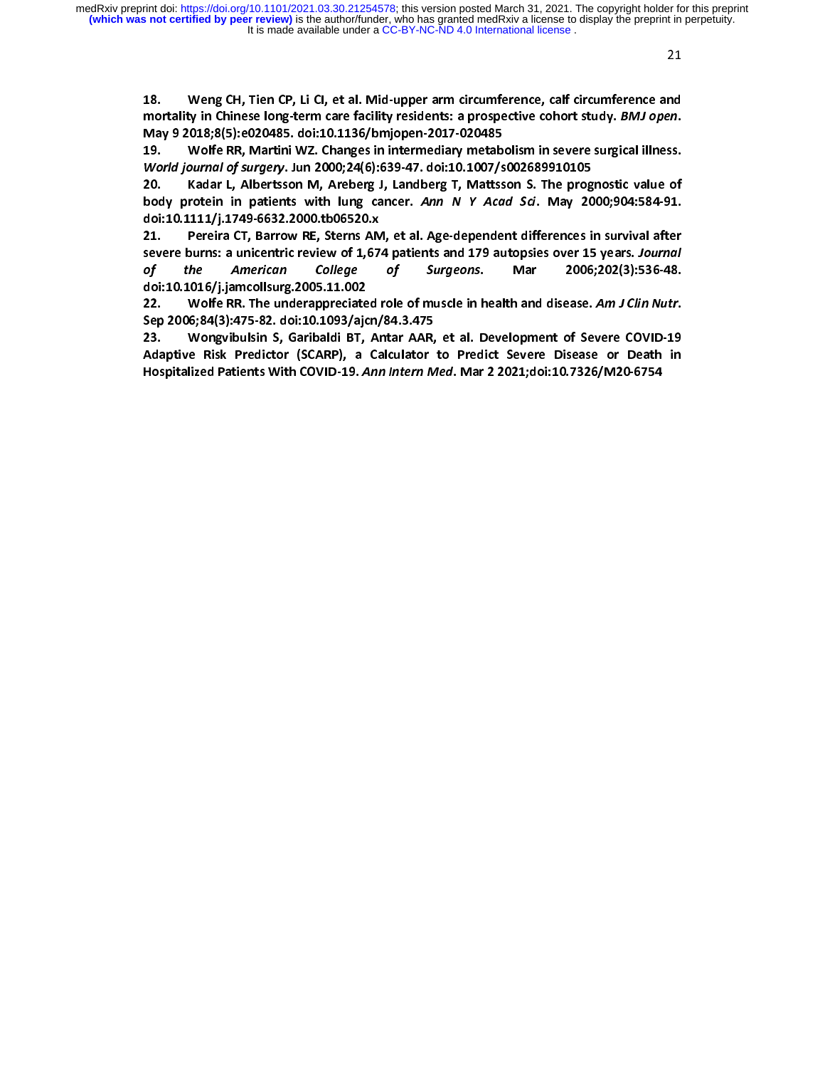18. Weng CH, Tien CP, Li CI, et al. Mid-upper arm circumference, calf circumference and mortality in Chinese long-term care facility residents: a prospective cohort study. *BMJ open*. May 9 2018;8(5):e020485. doi:10.1136/bmjopen-2017-020485

19. Wolfe RR, Martini WZ. Changes in intermediary metabolism in severe surgical illness. *World journal of surgery*. Jun 2000;24(6):639-47. doi:10.1007/s002689910105

20. Kadar L, Albertsson M, Areberg J, Landberg T, Mattsson S. The prognostic value of body protein in patients with lung cancer. *Ann N Y Acad Sci*. May 2000;904:584-91. doi:10.1111/j.1749-6632.2000.tb06520.x

21. Pereira CT, Barrow RE, Sterns AM, et al. Age-dependent differences in survival after severe burns: a unicentric review of 1,674 patients and 179 autopsies over 15 years. *Journal of the American College of Surgeons*. Mar 2006;202(3):536-48. doi:10.1016/j.jamcollsurg.2005.11.002

22. Wolfe RR. The underappreciated role of muscle in health and disease. *Am J Clin Nutr*. Sep 2006;84(3):475-82. doi:10.1093/ajcn/84.3.475

23. Wongvibulsin S, Garibaldi BT, Antar AAR, et al. Development of Severe COVID-19 Adaptive Risk Predictor (SCARP), a Calculator to Predict Severe Disease or Death in Hospitalized Patients With COVID-19. *Ann Intern Med*. Mar 2 2021;doi:10.7326/M20-6754